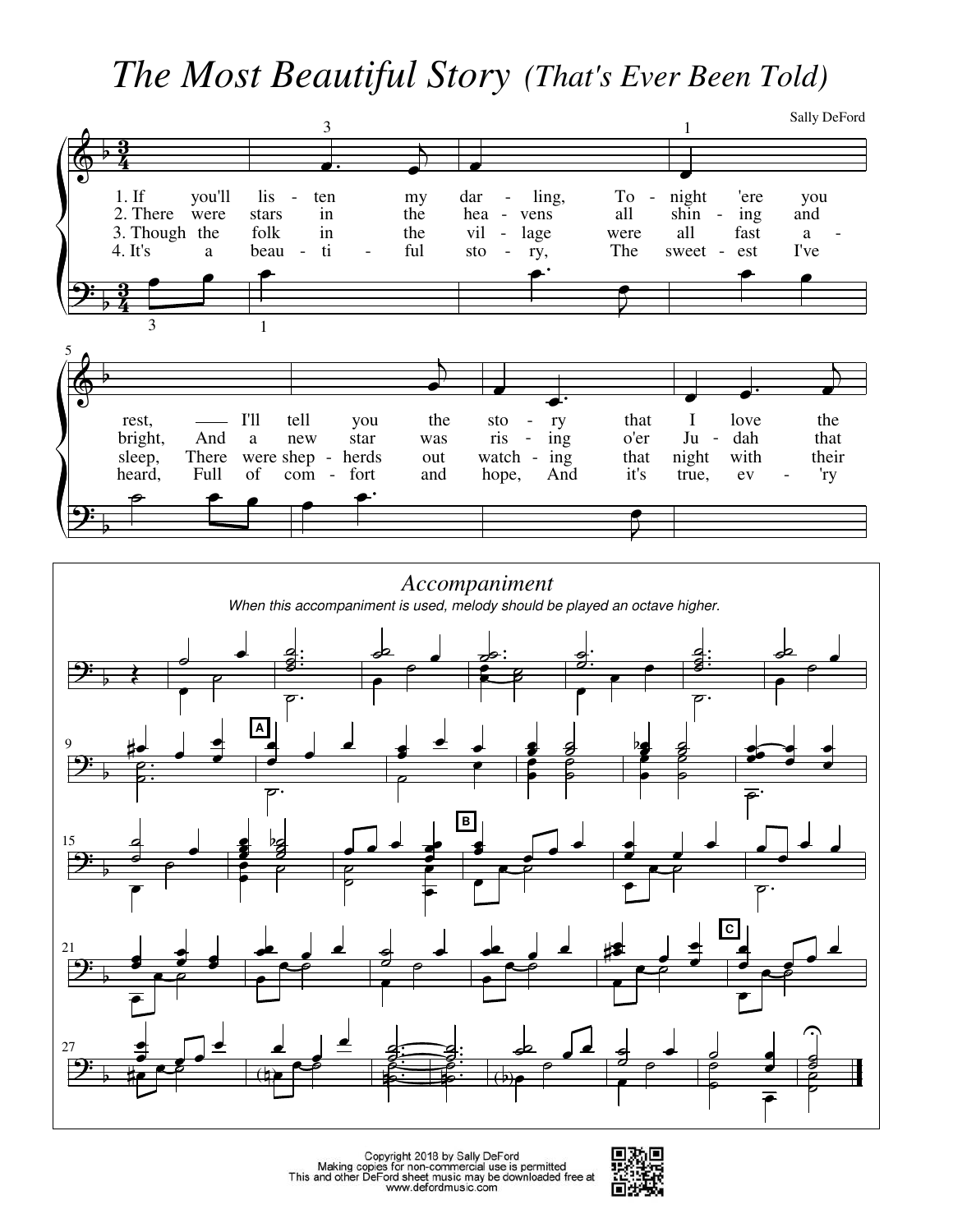# *The Most Beautiful Story* *(That's Ever Been Told)*

Sally DeFord

1. If you'll listen my darling, To - night 'ere you rest, —— I'll tell you the sto - ry that I love the
2. There were stars in the hea - vens all shin - ing and bright, And a new star was ris - ing o'er Ju - dah that
3. Though the folk in the vil - lage were all fast a - sleep, There were shep - herds out watch - ing that night with their
4. It's a beau - ti - ful sto - ry, The sweet - est I've heard, Full of com - fort and hope, And it's true, ev - 'ry

*Accompaniment*

*When this accompaniment is used, melody should be played an octave higher.*

Copyright 2018 by Sally DeFord
Making copies for non-commercial use is permitted
This and other DeFord sheet music may be downloaded free at
www.defordmusic.com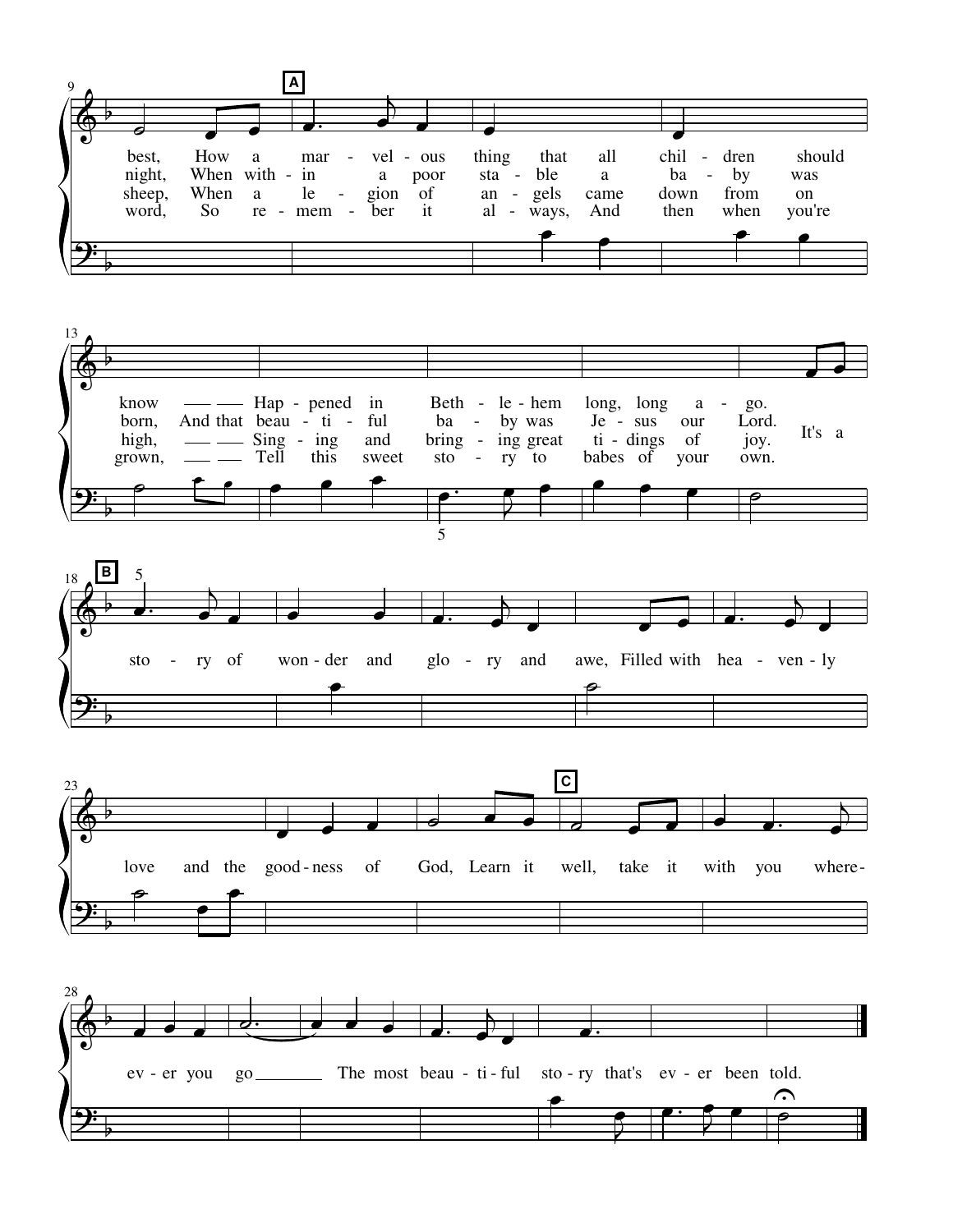9 **A**

best, How a mar - vel - ous thing that all chil - dren should
night, When with - in a poor sta - ble a ba - by was
sheep, When a le - gion of an - gels came down from on
word, So re - mem - ber it al - ways, And then when you're

13

know —— Hap - pened in Beth - le - hem long, long a - go.
born, And that beau - ti - ful ba - by was Je - sus our Lord.
high, —— Sing - ing and bring - ing great ti - dings of joy.
grown, —— Tell this sweet sto - ry to babes of your own.
It's a

5

18 **B** 5

sto - ry of won - der and glo - ry and awe, Filled with hea - ven - ly

23 **C**

love and the good - ness of God, Learn it well, take it with you where-

28

ev - er you go ——— The most beau - ti - ful sto - ry that's ev - er been told.